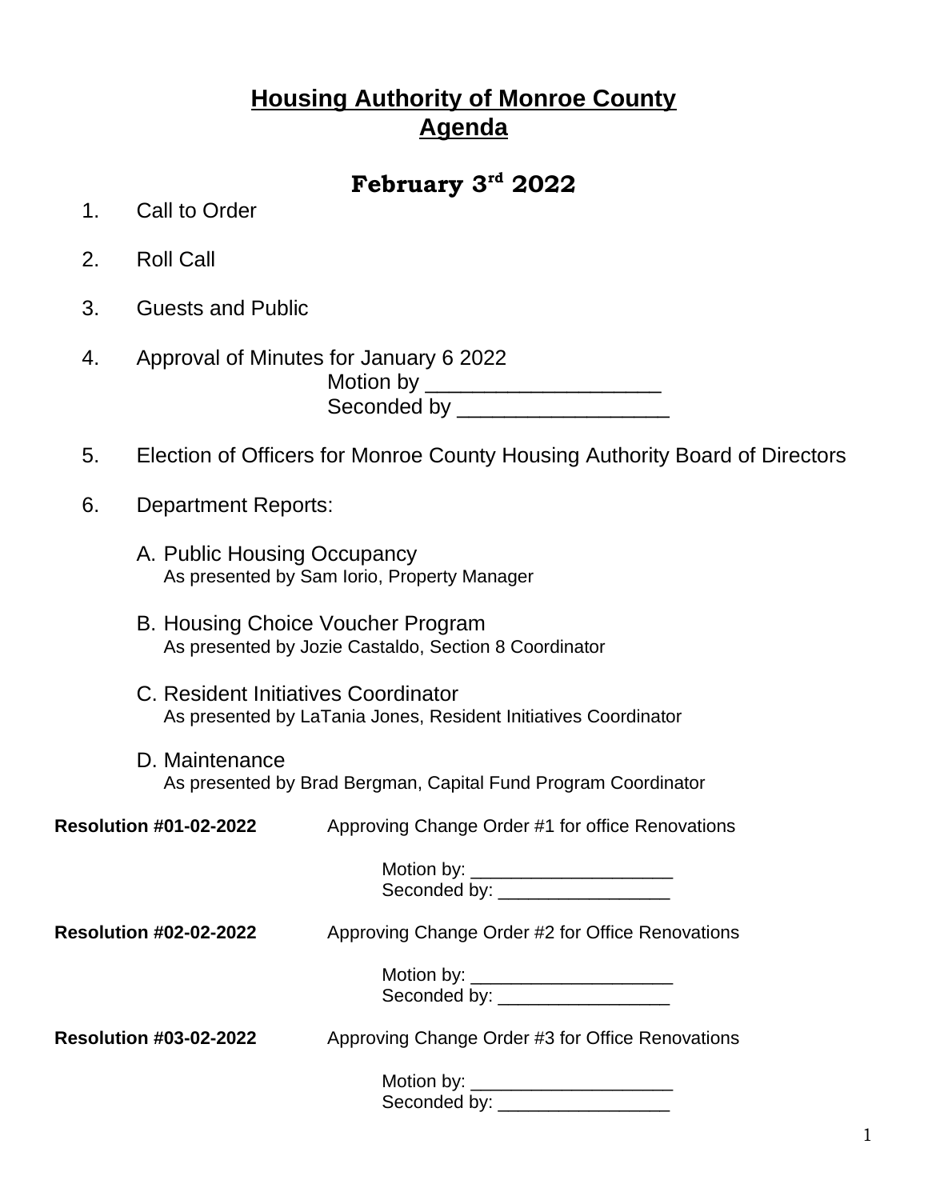# Housing Authority of Monroe County
# Agenda

## February 3rd 2022

1. Call to Order

2. Roll Call

3. Guests and Public

4. Approval of Minutes for January 6 2022
   Motion by ____________________
   Seconded by __________________

5. Election of Officers for Monroe County Housing Authority Board of Directors

6. Department Reports:

   A. Public Housing Occupancy
   As presented by Sam Iorio, Property Manager

   B. Housing Choice Voucher Program
   As presented by Jozie Castaldo, Section 8 Coordinator

   C. Resident Initiatives Coordinator
   As presented by LaTania Jones, Resident Initiatives Coordinator

   D. Maintenance
   As presented by Brad Bergman, Capital Fund Program Coordinator

**Resolution #01-02-2022** Approving Change Order #1 for office Renovations

Motion by: ____________________
Seconded by: _________________

**Resolution #02-02-2022** Approving Change Order #2 for Office Renovations

Motion by: ____________________
Seconded by: _________________

**Resolution #03-02-2022** Approving Change Order #3 for Office Renovations

Motion by: ____________________
Seconded by: _________________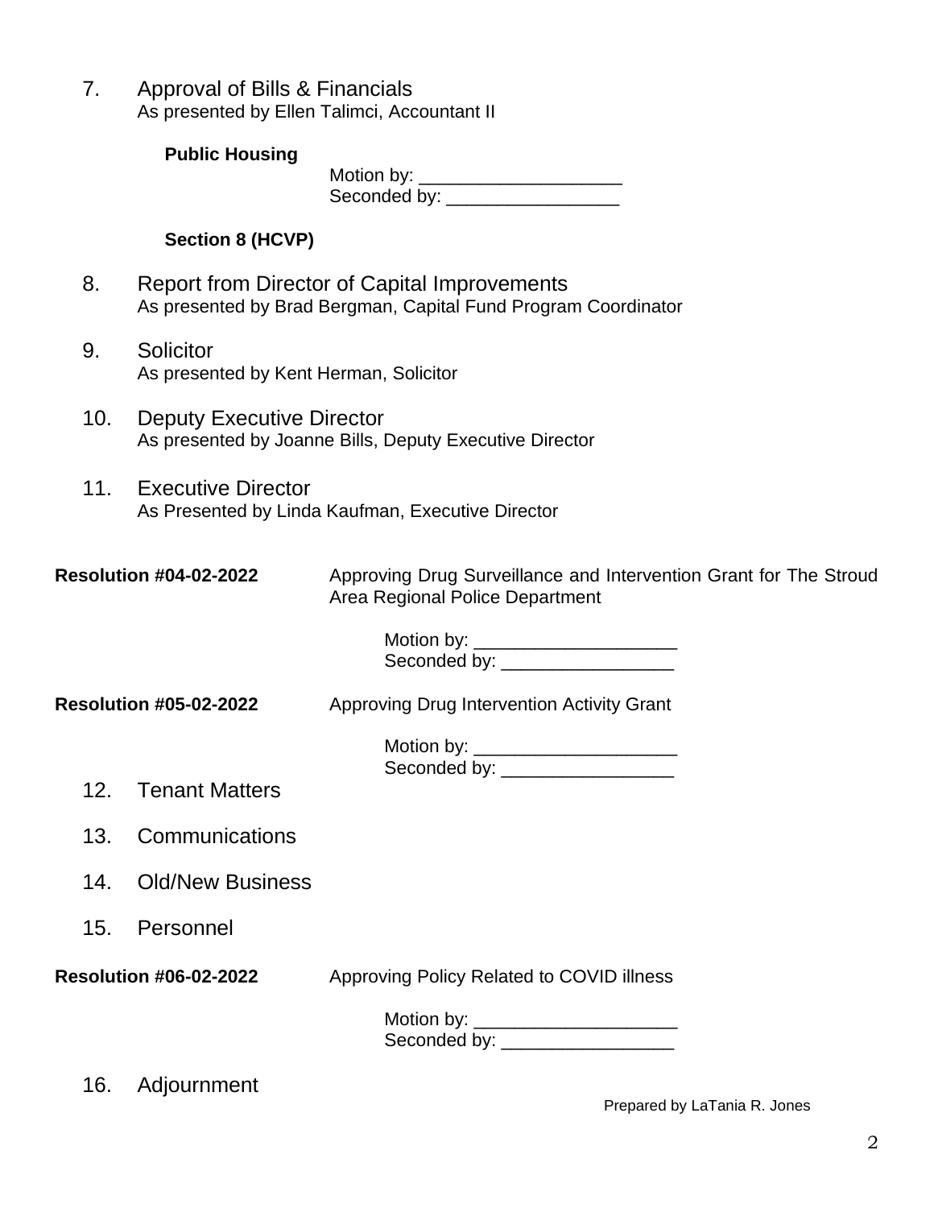7. Approval of Bills & Financials
   As presented by Ellen Talimci, Accountant II

   **Public Housing**

   Motion by: ____________________
   Seconded by: _________________

   **Section 8 (HCVP)**

8. Report from Director of Capital Improvements
   As presented by Brad Bergman, Capital Fund Program Coordinator

9. Solicitor
   As presented by Kent Herman, Solicitor

10. Deputy Executive Director
    As presented by Joanne Bills, Deputy Executive Director

11. Executive Director
    As Presented by Linda Kaufman, Executive Director

**Resolution #04-02-2022** Approving Drug Surveillance and Intervention Grant for The Stroud Area Regional Police Department

Motion by: ____________________
Seconded by: _________________

**Resolution #05-02-2022** Approving Drug Intervention Activity Grant

Motion by: ____________________
Seconded by: _________________

12. Tenant Matters

13. Communications

14. Old/New Business

15. Personnel

**Resolution #06-02-2022** Approving Policy Related to COVID illness

Motion by: ____________________
Seconded by: _________________

16. Adjournment

Prepared by LaTania R. Jones